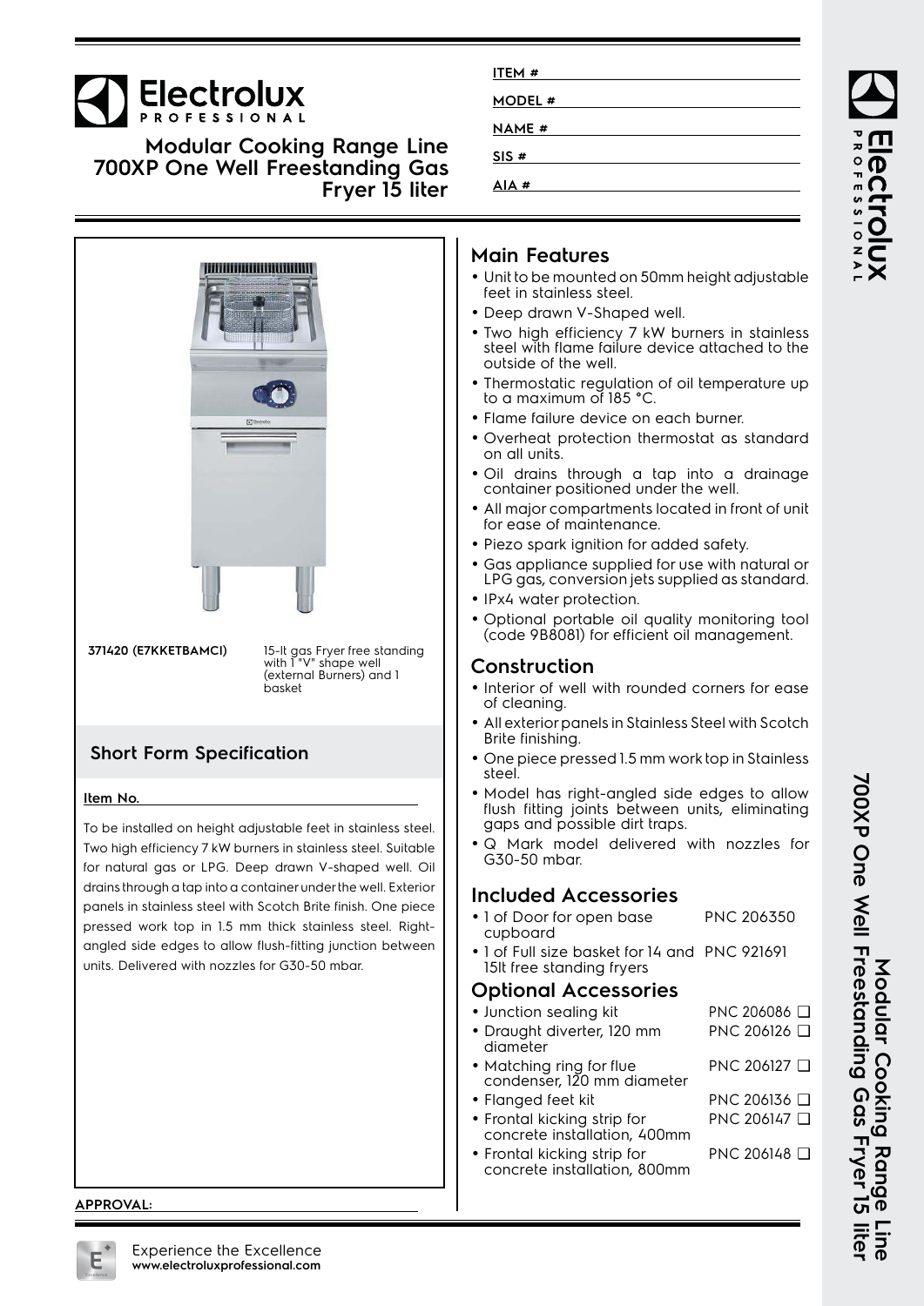# Electrolux PROFESSIONAL

## Modular Cooking Range Line 700XP One Well Freestanding Gas Fryer 15 liter

ITEM #

MODEL #

NAME #

SIS #

AIA #

**371420 (E7KKETBAMCI)** 15-lt gas Fryer free standing with 1 "V" shape well (external Burners) and 1 basket

## Short Form Specification

**Item No.**

To be installed on height adjustable feet in stainless steel. Two high efficiency 7 kW burners in stainless steel. Suitable for natural gas or LPG. Deep drawn V-shaped well. Oil drains through a tap into a container under the well. Exterior panels in stainless steel with Scotch Brite finish. One piece pressed work top in 1.5 mm thick stainless steel. Right-angled side edges to allow flush-fitting junction between units. Delivered with nozzles for G30-50 mbar.

**APPROVAL:**

## Main Features

- Unit to be mounted on 50mm height adjustable feet in stainless steel.
- Deep drawn V-Shaped well.
- Two high efficiency 7 kW burners in stainless steel with flame failure device attached to the outside of the well.
- Thermostatic regulation of oil temperature up to a maximum of 185 °C.
- Flame failure device on each burner.
- Overheat protection thermostat as standard on all units.
- Oil drains through a tap into a drainage container positioned under the well.
- All major compartments located in front of unit for ease of maintenance.
- Piezo spark ignition for added safety.
- Gas appliance supplied for use with natural or LPG gas, conversion jets supplied as standard.
- IPx4 water protection.
- Optional portable oil quality monitoring tool (code 9B8081) for efficient oil management.

## Construction

- Interior of well with rounded corners for ease of cleaning.
- All exterior panels in Stainless Steel with Scotch Brite finishing.
- One piece pressed 1.5 mm work top in Stainless steel.
- Model has right-angled side edges to allow flush fitting joints between units, eliminating gaps and possible dirt traps.
- Q Mark model delivered with nozzles for G30-50 mbar.

## Included Accessories

- 1 of Door for open base cupboard — PNC 206350
- 1 of Full size basket for 14 and 15lt free standing fryers — PNC 921691

## Optional Accessories

- Junction sealing kit — PNC 206086 ❑
- Draught diverter, 120 mm diameter — PNC 206126 ❑
- Matching ring for flue condenser, 120 mm diameter — PNC 206127 ❑
- Flanged feet kit — PNC 206136 ❑
- Frontal kicking strip for concrete installation, 400mm — PNC 206147 ❑
- Frontal kicking strip for concrete installation, 800mm — PNC 206148 ❑

Experience the Excellence
www.electroluxprofessional.com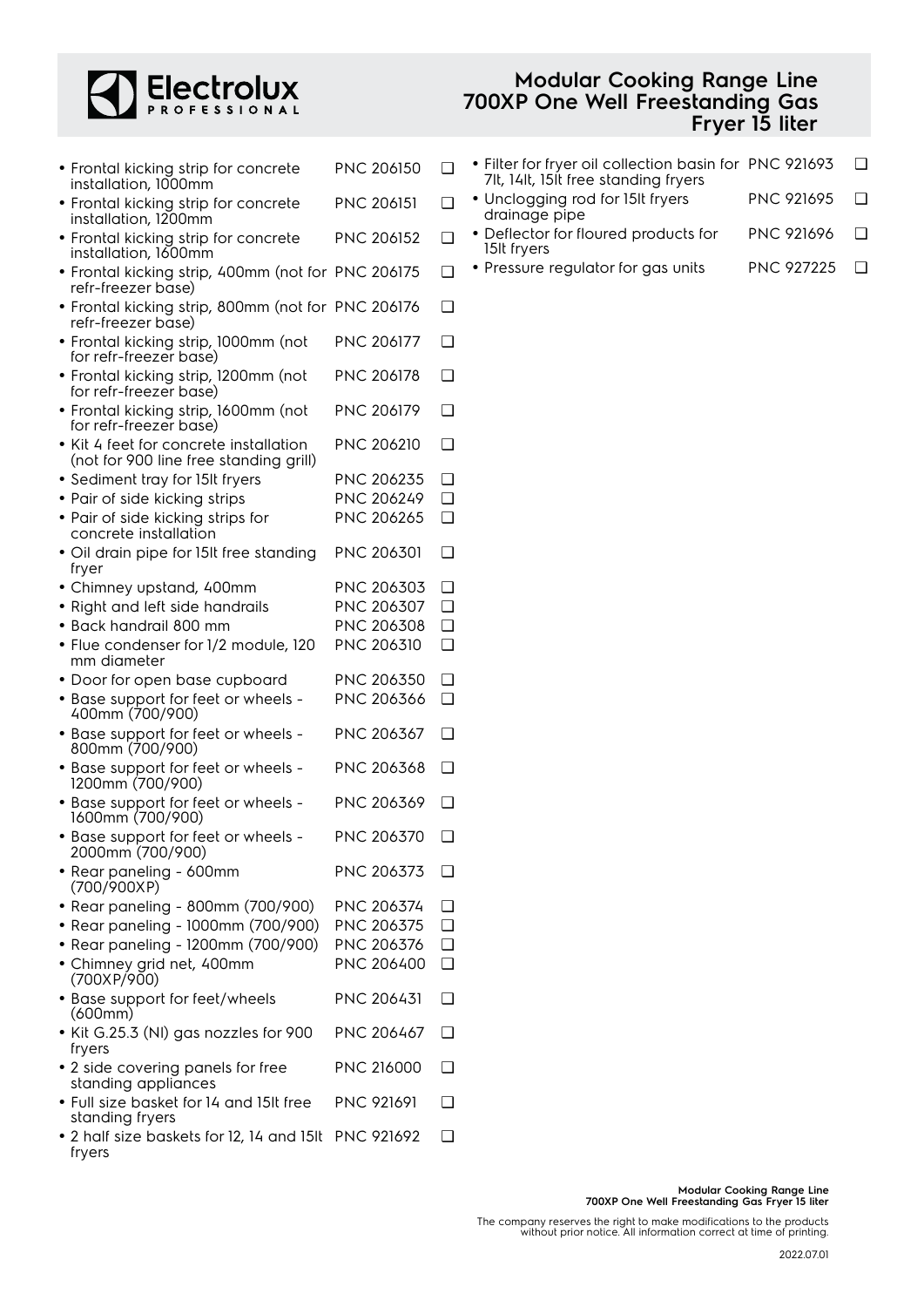- Frontal kicking strip for concrete installation, 1000mm PNC 206150 ❑
- Frontal kicking strip for concrete installation, 1200mm PNC 206151 ❑
- Frontal kicking strip for concrete installation, 1600mm PNC 206152 ❑
- Frontal kicking strip, 400mm (not for refr-freezer base) PNC 206175 ❑
- Frontal kicking strip, 800mm (not for refr-freezer base) PNC 206176 ❑
- Frontal kicking strip, 1000mm (not for refr-freezer base) PNC 206177 ❑
- Frontal kicking strip, 1200mm (not for refr-freezer base) PNC 206178 ❑
- Frontal kicking strip, 1600mm (not for refr-freezer base) PNC 206179 ❑
- Kit 4 feet for concrete installation (not for 900 line free standing grill) PNC 206210 ❑
- Sediment tray for 15lt fryers PNC 206235 ❑
- Pair of side kicking strips PNC 206249 ❑
- Pair of side kicking strips for concrete installation PNC 206265 ❑
- Oil drain pipe for 15lt free standing fryer PNC 206301 ❑
- Chimney upstand, 400mm PNC 206303 ❑
- Right and left side handrails PNC 206307 ❑
- Back handrail 800 mm PNC 206308 ❑
- Flue condenser for 1/2 module, 120 mm diameter PNC 206310 ❑
- Door for open base cupboard PNC 206350 ❑
- Base support for feet or wheels - 400mm (700/900) PNC 206366 ❑
- Base support for feet or wheels - 800mm (700/900) PNC 206367 ❑
- Base support for feet or wheels - 1200mm (700/900) PNC 206368 ❑
- Base support for feet or wheels - 1600mm (700/900) PNC 206369 ❑
- Base support for feet or wheels - 2000mm (700/900) PNC 206370 ❑
- Rear paneling - 600mm (700/900XP) PNC 206373 ❑
- Rear paneling - 800mm (700/900) PNC 206374 ❑
- Rear paneling - 1000mm (700/900) PNC 206375 ❑
- Rear paneling - 1200mm (700/900) PNC 206376 ❑
- Chimney grid net, 400mm (700XP/900) PNC 206400 ❑
- Base support for feet/wheels (600mm) PNC 206431 ❑
- Kit G.25.3 (Nl) gas nozzles for 900 fryers PNC 206467 ❑
- 2 side covering panels for free standing appliances PNC 216000 ❑
- Full size basket for 14 and 15lt free standing fryers PNC 921691 ❑
- 2 half size baskets for 12, 14 and 15lt fryers PNC 921692 ❑
- Filter for fryer oil collection basin for 7lt, 14lt, 15lt free standing fryers PNC 921693 ❑
- Unclogging rod for 15lt fryers drainage pipe PNC 921695 ❑
- Deflector for floured products for 15lt fryers PNC 921696 ❑
- Pressure regulator for gas units PNC 927225 ❑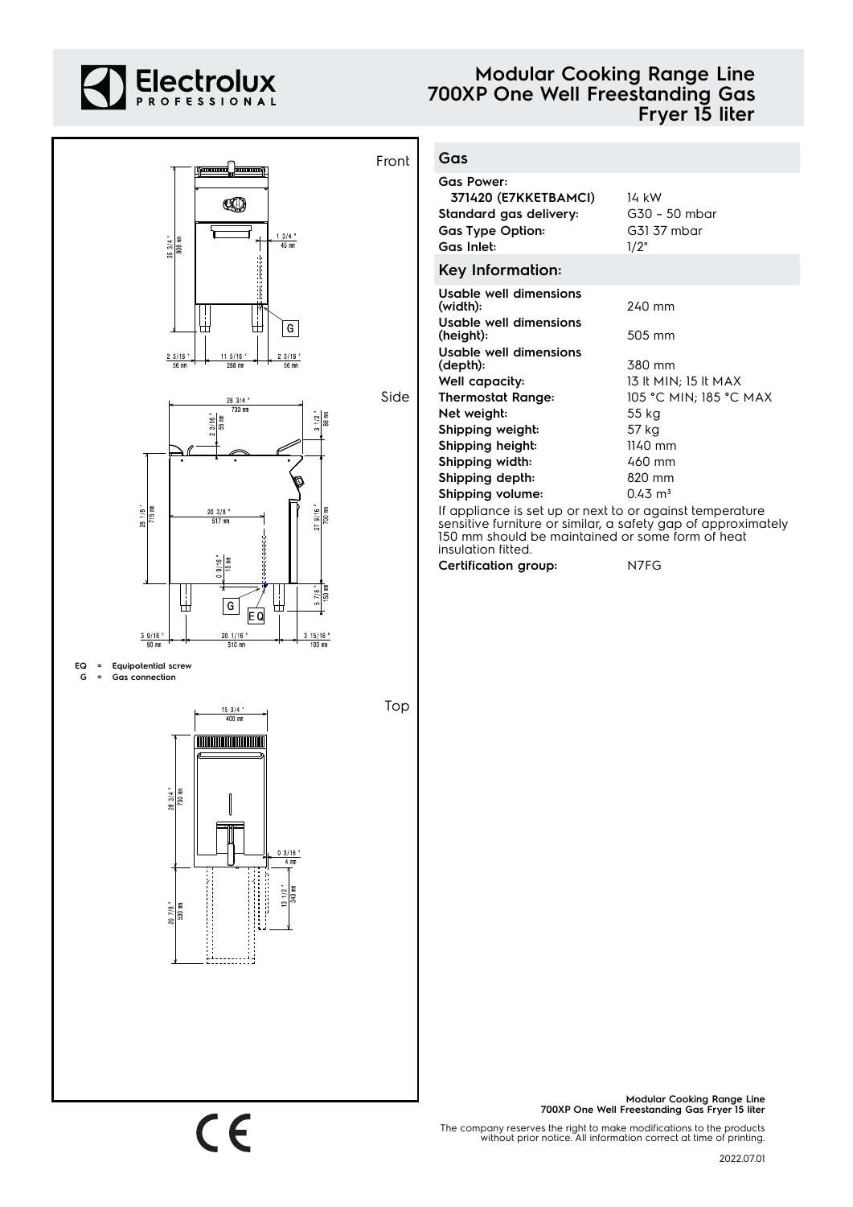# Modular Cooking Range Line 700XP One Well Freestanding Gas Fryer 15 liter

Front

35 3/4"
908 mm

1 3/4"
45 mm

G

2 3/16"
56 mm

11 5/16"
288 mm

2 3/16"
56 mm

Side

28 3/4"
730 mm

2 3/16"
55 mm

3 1/2"
88 mm

28 1/8"
715 mm

20 3/8"
517 mm

27 9/16"
700 mm

0 9/16"
15 mm

5 7/8"
150 mm

G

EQ

3 9/16"
90 mm

20 1/16"
510 mm

3 15/16"
100 mm

EQ = Equipotential screw
G = Gas connection

Top

15 3/4"
400 mm

28 3/4"
730 mm

0 3/16"
4 mm

13 1/2"
343 mm

20 7/8"
530 mm

## Gas

| | |
|---|---|
| **Gas Power:** | |
| **371420 (E7KKETBAMCI)** | 14 kW |
| **Standard gas delivery:** | G30 - 50 mbar |
| **Gas Type Option:** | G31 37 mbar |
| **Gas Inlet:** | 1/2" |

## Key Information:

| | |
|---|---|
| **Usable well dimensions (width):** | 240 mm |
| **Usable well dimensions (height):** | 505 mm |
| **Usable well dimensions (depth):** | 380 mm |
| **Well capacity:** | 13 lt MIN; 15 lt MAX |
| **Thermostat Range:** | 105 °C MIN; 185 °C MAX |
| **Net weight:** | 55 kg |
| **Shipping weight:** | 57 kg |
| **Shipping height:** | 1140 mm |
| **Shipping width:** | 460 mm |
| **Shipping depth:** | 820 mm |
| **Shipping volume:** | 0.43 m³ |

If appliance is set up or next to or against temperature sensitive furniture or similar, a safety gap of approximately 150 mm should be maintained or some form of heat insulation fitted.

**Certification group:** N7FG

The company reserves the right to make modifications to the products without prior notice. All information correct at time of printing.

2022.07.01